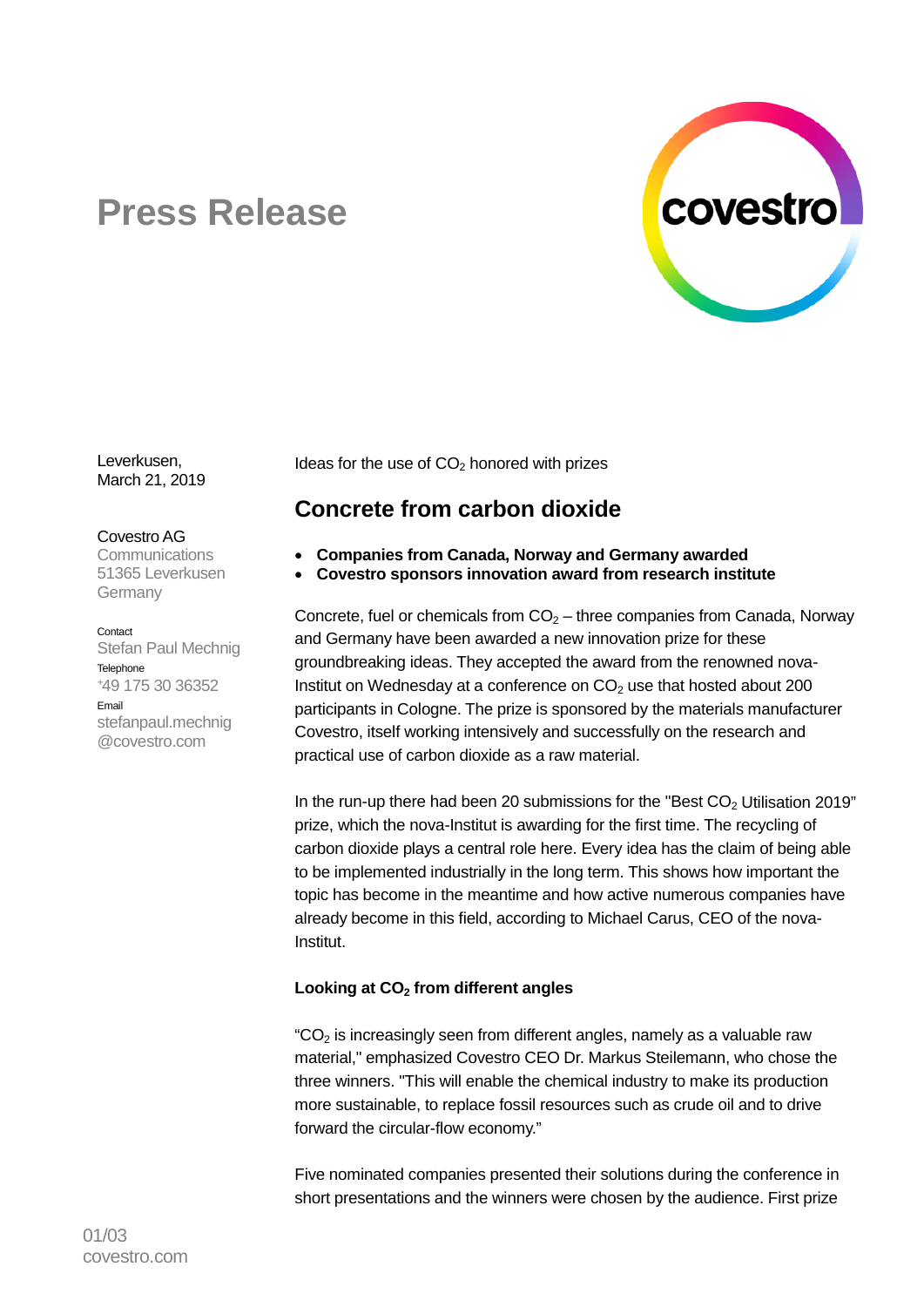# Press Release

Leverkusen,
March 21, 2019

Covestro AG
Communications
51365 Leverkusen
Germany

Contact
Stefan Paul Mechnig
Telephone
+49 175 30 36352
Email
stefanpaul.mechnig@covestro.com

Ideas for the use of $CO_2$ honored with prizes

## Concrete from carbon dioxide

- **Companies from Canada, Norway and Germany awarded**
- **Covestro sponsors innovation award from research institute**

Concrete, fuel or chemicals from $CO_2$ – three companies from Canada, Norway and Germany have been awarded a new innovation prize for these groundbreaking ideas. They accepted the award from the renowned nova-Institut on Wednesday at a conference on $CO_2$ use that hosted about 200 participants in Cologne. The prize is sponsored by the materials manufacturer Covestro, itself working intensively and successfully on the research and practical use of carbon dioxide as a raw material.

In the run-up there had been 20 submissions for the "Best $CO_2$ Utilisation 2019" prize, which the nova-Institut is awarding for the first time. The recycling of carbon dioxide plays a central role here. Every idea has the claim of being able to be implemented industrially in the long term. This shows how important the topic has become in the meantime and how active numerous companies have already become in this field, according to Michael Carus, CEO of the nova-Institut.

### Looking at $CO_2$ from different angles

"$CO_2$ is increasingly seen from different angles, namely as a valuable raw material," emphasized Covestro CEO Dr. Markus Steilemann, who chose the three winners. "This will enable the chemical industry to make its production more sustainable, to replace fossil resources such as crude oil and to drive forward the circular-flow economy."

Five nominated companies presented their solutions during the conference in short presentations and the winners were chosen by the audience. First prize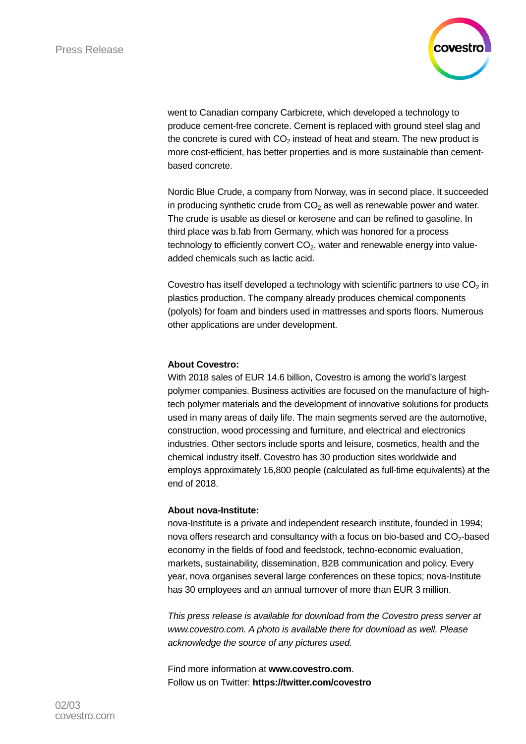went to Canadian company Carbicrete, which developed a technology to produce cement-free concrete. Cement is replaced with ground steel slag and the concrete is cured with $CO_2$ instead of heat and steam. The new product is more cost-efficient, has better properties and is more sustainable than cement-based concrete.

Nordic Blue Crude, a company from Norway, was in second place. It succeeded in producing synthetic crude from $CO_2$ as well as renewable power and water. The crude is usable as diesel or kerosene and can be refined to gasoline. In third place was b.fab from Germany, which was honored for a process technology to efficiently convert $CO_2$, water and renewable energy into value-added chemicals such as lactic acid.

Covestro has itself developed a technology with scientific partners to use $CO_2$ in plastics production. The company already produces chemical components (polyols) for foam and binders used in mattresses and sports floors. Numerous other applications are under development.

**About Covestro:**
With 2018 sales of EUR 14.6 billion, Covestro is among the world's largest polymer companies. Business activities are focused on the manufacture of high-tech polymer materials and the development of innovative solutions for products used in many areas of daily life. The main segments served are the automotive, construction, wood processing and furniture, and electrical and electronics industries. Other sectors include sports and leisure, cosmetics, health and the chemical industry itself. Covestro has 30 production sites worldwide and employs approximately 16,800 people (calculated as full-time equivalents) at the end of 2018.

**About nova-Institute:**
nova-Institute is a private and independent research institute, founded in 1994; nova offers research and consultancy with a focus on bio-based and $CO_2$-based economy in the fields of food and feedstock, techno-economic evaluation, markets, sustainability, dissemination, B2B communication and policy. Every year, nova organises several large conferences on these topics; nova-Institute has 30 employees and an annual turnover of more than EUR 3 million.

*This press release is available for download from the Covestro press server at www.covestro.com. A photo is available there for download as well. Please acknowledge the source of any pictures used.*

Find more information at **www.covestro.com**.
Follow us on Twitter: **https://twitter.com/covestro**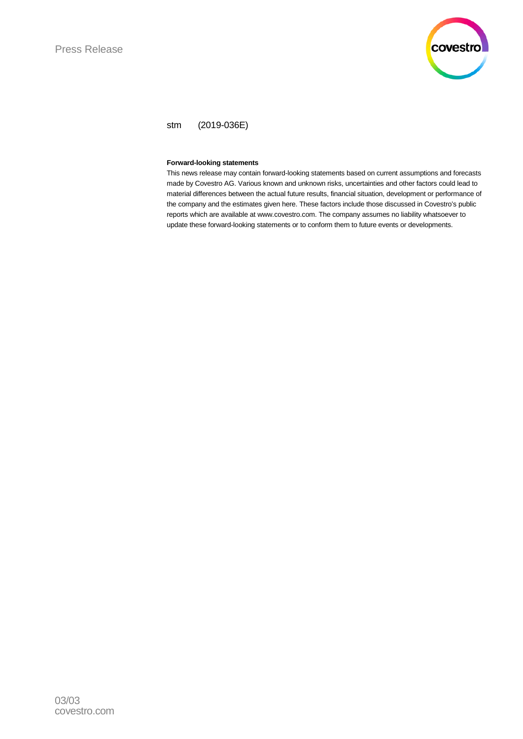stm (2019-036E)

**Forward-looking statements**

This news release may contain forward-looking statements based on current assumptions and forecasts made by Covestro AG. Various known and unknown risks, uncertainties and other factors could lead to material differences between the actual future results, financial situation, development or performance of the company and the estimates given here. These factors include those discussed in Covestro's public reports which are available at www.covestro.com. The company assumes no liability whatsoever to update these forward-looking statements or to conform them to future events or developments.